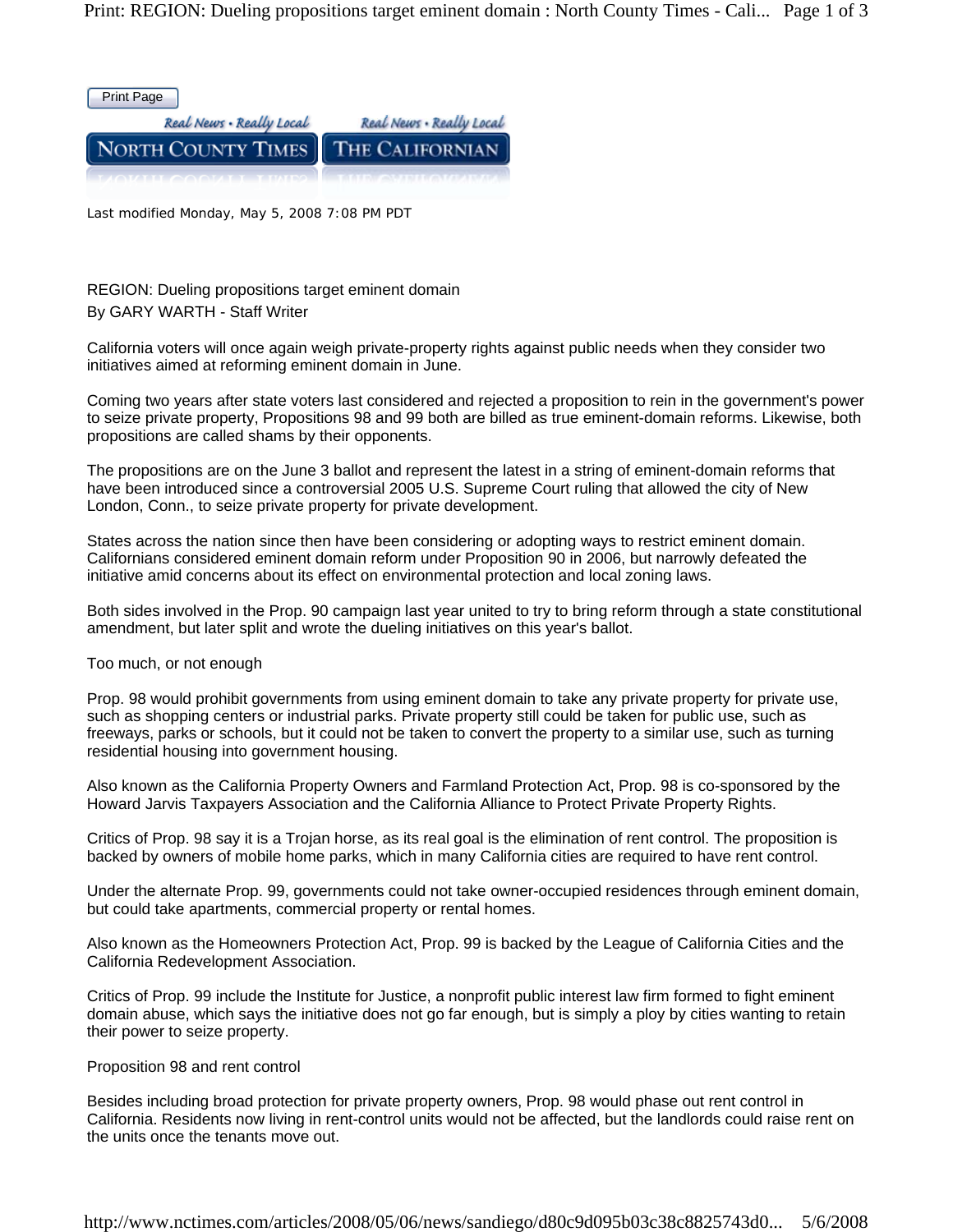Last modified Monday, May 5, 2008 7:08 PM PDT

# REGION: Dueling propositions target eminent domain

By GARY WARTH - Staff Writer

California voters will once again weigh private-property rights against public needs when they consider two initiatives aimed at reforming eminent domain in June.

Coming two years after state voters last considered and rejected a proposition to rein in the government's power to seize private property, Propositions 98 and 99 both are billed as true eminent-domain reforms. Likewise, both propositions are called shams by their opponents.

The propositions are on the June 3 ballot and represent the latest in a string of eminent-domain reforms that have been introduced since a controversial 2005 U.S. Supreme Court ruling that allowed the city of New London, Conn., to seize private property for private development.

States across the nation since then have been considering or adopting ways to restrict eminent domain. Californians considered eminent domain reform under Proposition 90 in 2006, but narrowly defeated the initiative amid concerns about its effect on environmental protection and local zoning laws.

Both sides involved in the Prop. 90 campaign last year united to try to bring reform through a state constitutional amendment, but later split and wrote the dueling initiatives on this year's ballot.

## Too much, or not enough

Prop. 98 would prohibit governments from using eminent domain to take any private property for private use, such as shopping centers or industrial parks. Private property still could be taken for public use, such as freeways, parks or schools, but it could not be taken to convert the property to a similar use, such as turning residential housing into government housing.

Also known as the California Property Owners and Farmland Protection Act, Prop. 98 is co-sponsored by the Howard Jarvis Taxpayers Association and the California Alliance to Protect Private Property Rights.

Critics of Prop. 98 say it is a Trojan horse, as its real goal is the elimination of rent control. The proposition is backed by owners of mobile home parks, which in many California cities are required to have rent control.

Under the alternate Prop. 99, governments could not take owner-occupied residences through eminent domain, but could take apartments, commercial property or rental homes.

Also known as the Homeowners Protection Act, Prop. 99 is backed by the League of California Cities and the California Redevelopment Association.

Critics of Prop. 99 include the Institute for Justice, a nonprofit public interest law firm formed to fight eminent domain abuse, which says the initiative does not go far enough, but is simply a ploy by cities wanting to retain their power to seize property.

## Proposition 98 and rent control

Besides including broad protection for private property owners, Prop. 98 would phase out rent control in California. Residents now living in rent-control units would not be affected, but the landlords could raise rent on the units once the tenants move out.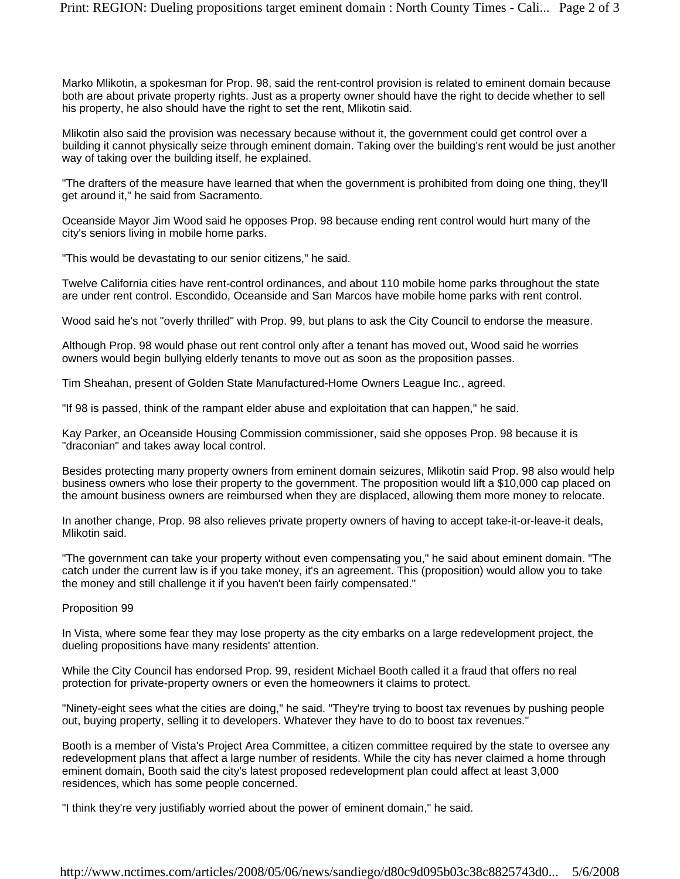Marko Mlikotin, a spokesman for Prop. 98, said the rent-control provision is related to eminent domain because both are about private property rights. Just as a property owner should have the right to decide whether to sell his property, he also should have the right to set the rent, Mlikotin said.

Mlikotin also said the provision was necessary because without it, the government could get control over a building it cannot physically seize through eminent domain. Taking over the building's rent would be just another way of taking over the building itself, he explained.

"The drafters of the measure have learned that when the government is prohibited from doing one thing, they'll get around it," he said from Sacramento.

Oceanside Mayor Jim Wood said he opposes Prop. 98 because ending rent control would hurt many of the city's seniors living in mobile home parks.

"This would be devastating to our senior citizens," he said.

Twelve California cities have rent-control ordinances, and about 110 mobile home parks throughout the state are under rent control. Escondido, Oceanside and San Marcos have mobile home parks with rent control.

Wood said he's not "overly thrilled" with Prop. 99, but plans to ask the City Council to endorse the measure.

Although Prop. 98 would phase out rent control only after a tenant has moved out, Wood said he worries owners would begin bullying elderly tenants to move out as soon as the proposition passes.

Tim Sheahan, present of Golden State Manufactured-Home Owners League Inc., agreed.

"If 98 is passed, think of the rampant elder abuse and exploitation that can happen," he said.

Kay Parker, an Oceanside Housing Commission commissioner, said she opposes Prop. 98 because it is "draconian" and takes away local control.

Besides protecting many property owners from eminent domain seizures, Mlikotin said Prop. 98 also would help business owners who lose their property to the government. The proposition would lift a $10,000 cap placed on the amount business owners are reimbursed when they are displaced, allowing them more money to relocate.

In another change, Prop. 98 also relieves private property owners of having to accept take-it-or-leave-it deals, Mlikotin said.

"The government can take your property without even compensating you," he said about eminent domain. "The catch under the current law is if you take money, it's an agreement. This (proposition) would allow you to take the money and still challenge it if you haven't been fairly compensated."

Proposition 99

In Vista, where some fear they may lose property as the city embarks on a large redevelopment project, the dueling propositions have many residents' attention.

While the City Council has endorsed Prop. 99, resident Michael Booth called it a fraud that offers no real protection for private-property owners or even the homeowners it claims to protect.

"Ninety-eight sees what the cities are doing," he said. "They're trying to boost tax revenues by pushing people out, buying property, selling it to developers. Whatever they have to do to boost tax revenues."

Booth is a member of Vista's Project Area Committee, a citizen committee required by the state to oversee any redevelopment plans that affect a large number of residents. While the city has never claimed a home through eminent domain, Booth said the city's latest proposed redevelopment plan could affect at least 3,000 residences, which has some people concerned.

"I think they're very justifiably worried about the power of eminent domain," he said.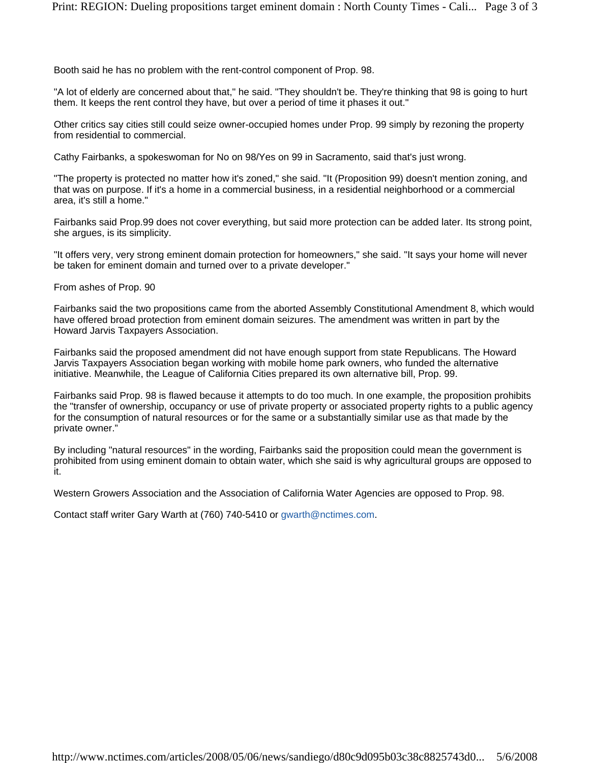Booth said he has no problem with the rent-control component of Prop. 98.

"A lot of elderly are concerned about that," he said. "They shouldn't be. They're thinking that 98 is going to hurt them. It keeps the rent control they have, but over a period of time it phases it out."

Other critics say cities still could seize owner-occupied homes under Prop. 99 simply by rezoning the property from residential to commercial.

Cathy Fairbanks, a spokeswoman for No on 98/Yes on 99 in Sacramento, said that's just wrong.

"The property is protected no matter how it's zoned," she said. "It (Proposition 99) doesn't mention zoning, and that was on purpose. If it's a home in a commercial business, in a residential neighborhood or a commercial area, it's still a home."

Fairbanks said Prop.99 does not cover everything, but said more protection can be added later. Its strong point, she argues, is its simplicity.

"It offers very, very strong eminent domain protection for homeowners," she said. "It says your home will never be taken for eminent domain and turned over to a private developer."

## From ashes of Prop. 90

Fairbanks said the two propositions came from the aborted Assembly Constitutional Amendment 8, which would have offered broad protection from eminent domain seizures. The amendment was written in part by the Howard Jarvis Taxpayers Association.

Fairbanks said the proposed amendment did not have enough support from state Republicans. The Howard Jarvis Taxpayers Association began working with mobile home park owners, who funded the alternative initiative. Meanwhile, the League of California Cities prepared its own alternative bill, Prop. 99.

Fairbanks said Prop. 98 is flawed because it attempts to do too much. In one example, the proposition prohibits the "transfer of ownership, occupancy or use of private property or associated property rights to a public agency for the consumption of natural resources or for the same or a substantially similar use as that made by the private owner."

By including "natural resources" in the wording, Fairbanks said the proposition could mean the government is prohibited from using eminent domain to obtain water, which she said is why agricultural groups are opposed to it.

Western Growers Association and the Association of California Water Agencies are opposed to Prop. 98.

Contact staff writer Gary Warth at (760) 740-5410 or gwarth@nctimes.com.